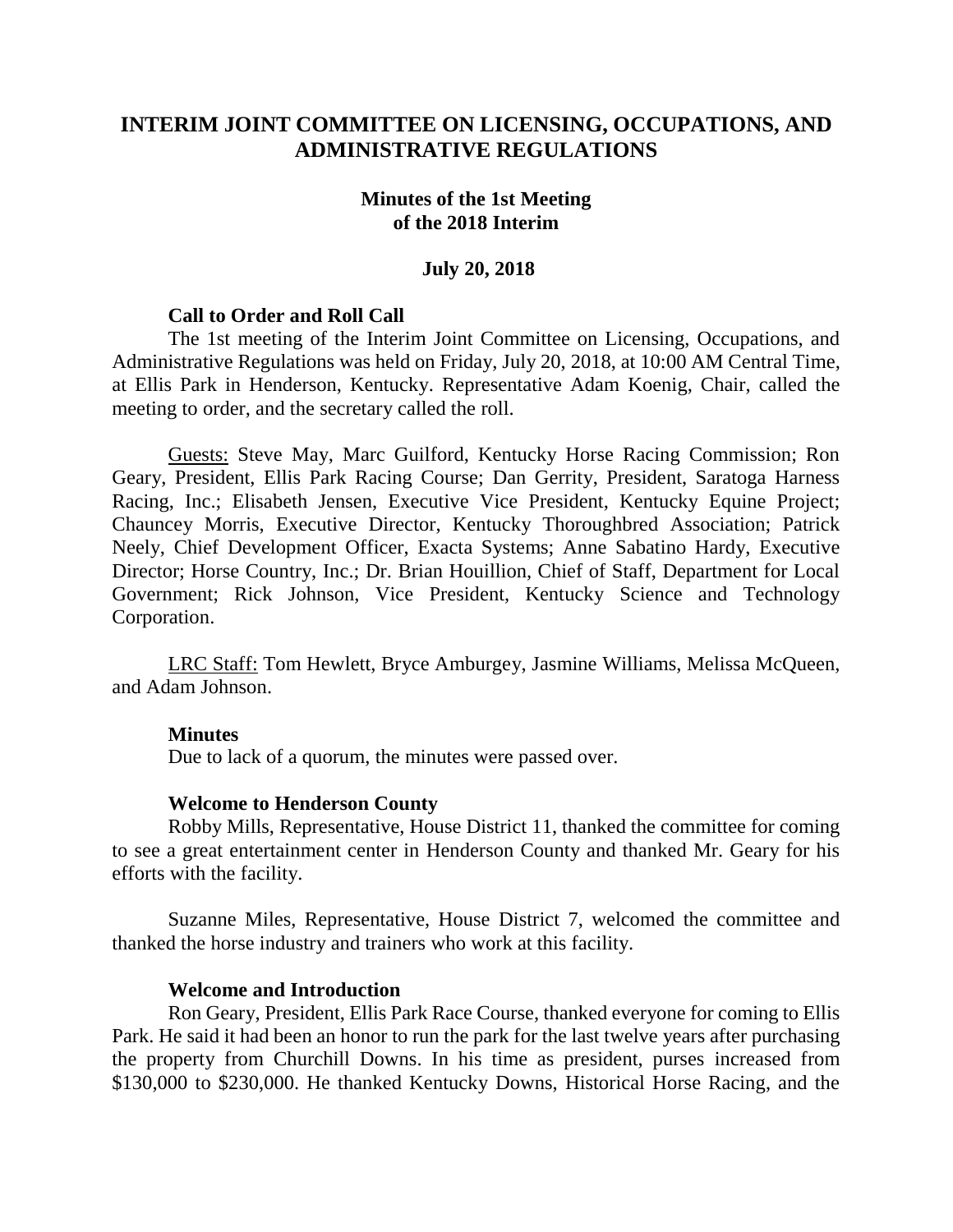# INTERIM JOINT COMMITTEE ON LICENSING, OCCUPATIONS, AND ADMINISTRATIVE REGULATIONS

## Minutes of the 1st Meeting of the 2018 Interim

### July 20, 2018

**Call to Order and Roll Call**

The 1st meeting of the Interim Joint Committee on Licensing, Occupations, and Administrative Regulations was held on Friday, July 20, 2018, at 10:00 AM Central Time, at Ellis Park in Henderson, Kentucky. Representative Adam Koenig, Chair, called the meeting to order, and the secretary called the roll.

Guests: Steve May, Marc Guilford, Kentucky Horse Racing Commission; Ron Geary, President, Ellis Park Racing Course; Dan Gerrity, President, Saratoga Harness Racing, Inc.; Elisabeth Jensen, Executive Vice President, Kentucky Equine Project; Chauncey Morris, Executive Director, Kentucky Thoroughbred Association; Patrick Neely, Chief Development Officer, Exacta Systems; Anne Sabatino Hardy, Executive Director; Horse Country, Inc.; Dr. Brian Houillion, Chief of Staff, Department for Local Government; Rick Johnson, Vice President, Kentucky Science and Technology Corporation.

LRC Staff: Tom Hewlett, Bryce Amburgey, Jasmine Williams, Melissa McQueen, and Adam Johnson.

**Minutes**

Due to lack of a quorum, the minutes were passed over.

**Welcome to Henderson County**

Robby Mills, Representative, House District 11, thanked the committee for coming to see a great entertainment center in Henderson County and thanked Mr. Geary for his efforts with the facility.

Suzanne Miles, Representative, House District 7, welcomed the committee and thanked the horse industry and trainers who work at this facility.

**Welcome and Introduction**

Ron Geary, President, Ellis Park Race Course, thanked everyone for coming to Ellis Park. He said it had been an honor to run the park for the last twelve years after purchasing the property from Churchill Downs. In his time as president, purses increased from $130,000 to $230,000. He thanked Kentucky Downs, Historical Horse Racing, and the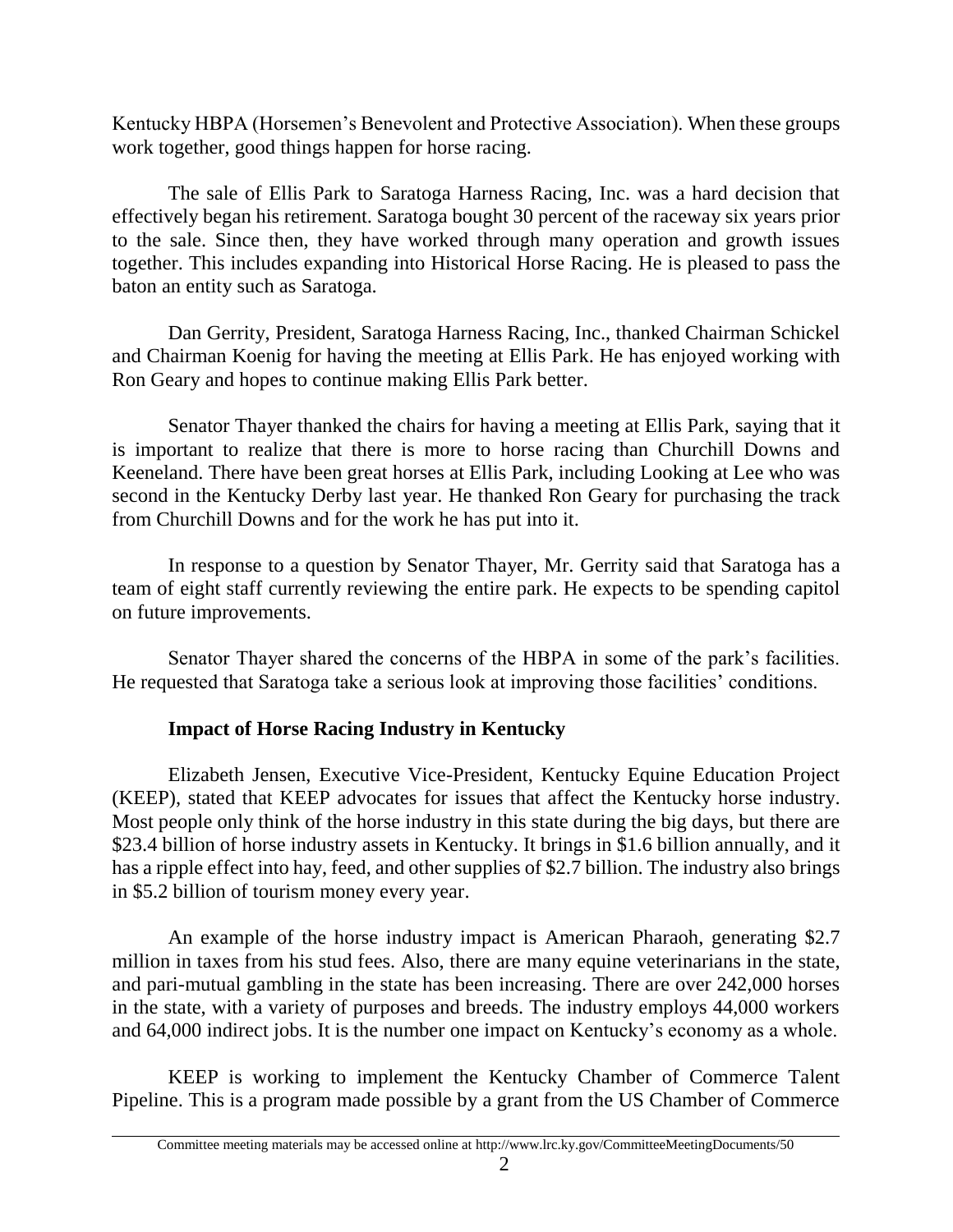Kentucky HBPA (Horsemen's Benevolent and Protective Association). When these groups work together, good things happen for horse racing.

The sale of Ellis Park to Saratoga Harness Racing, Inc. was a hard decision that effectively began his retirement. Saratoga bought 30 percent of the raceway six years prior to the sale. Since then, they have worked through many operation and growth issues together. This includes expanding into Historical Horse Racing. He is pleased to pass the baton an entity such as Saratoga.

Dan Gerrity, President, Saratoga Harness Racing, Inc., thanked Chairman Schickel and Chairman Koenig for having the meeting at Ellis Park. He has enjoyed working with Ron Geary and hopes to continue making Ellis Park better.

Senator Thayer thanked the chairs for having a meeting at Ellis Park, saying that it is important to realize that there is more to horse racing than Churchill Downs and Keeneland. There have been great horses at Ellis Park, including Looking at Lee who was second in the Kentucky Derby last year. He thanked Ron Geary for purchasing the track from Churchill Downs and for the work he has put into it.

In response to a question by Senator Thayer, Mr. Gerrity said that Saratoga has a team of eight staff currently reviewing the entire park. He expects to be spending capitol on future improvements.

Senator Thayer shared the concerns of the HBPA in some of the park's facilities. He requested that Saratoga take a serious look at improving those facilities' conditions.

**Impact of Horse Racing Industry in Kentucky**

Elizabeth Jensen, Executive Vice-President, Kentucky Equine Education Project (KEEP), stated that KEEP advocates for issues that affect the Kentucky horse industry. Most people only think of the horse industry in this state during the big days, but there are \$23.4 billion of horse industry assets in Kentucky. It brings in \$1.6 billion annually, and it has a ripple effect into hay, feed, and other supplies of \$2.7 billion. The industry also brings in \$5.2 billion of tourism money every year.

An example of the horse industry impact is American Pharaoh, generating \$2.7 million in taxes from his stud fees. Also, there are many equine veterinarians in the state, and pari-mutual gambling in the state has been increasing. There are over 242,000 horses in the state, with a variety of purposes and breeds. The industry employs 44,000 workers and 64,000 indirect jobs. It is the number one impact on Kentucky's economy as a whole.

KEEP is working to implement the Kentucky Chamber of Commerce Talent Pipeline. This is a program made possible by a grant from the US Chamber of Commerce

Committee meeting materials may be accessed online at http://www.lrc.ky.gov/CommitteeMeetingDocuments/50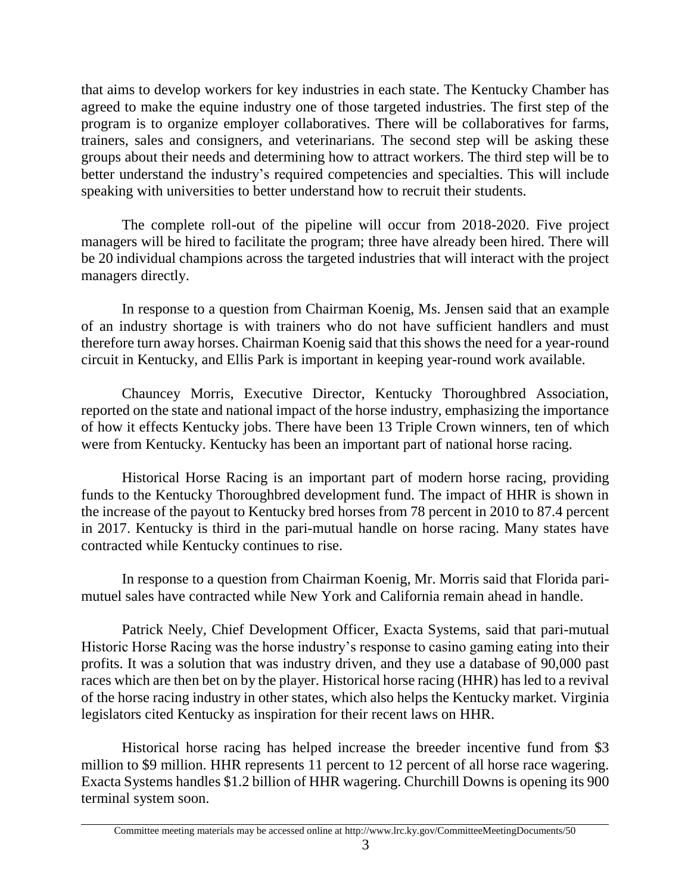that aims to develop workers for key industries in each state. The Kentucky Chamber has agreed to make the equine industry one of those targeted industries. The first step of the program is to organize employer collaboratives. There will be collaboratives for farms, trainers, sales and consigners, and veterinarians. The second step will be asking these groups about their needs and determining how to attract workers. The third step will be to better understand the industry's required competencies and specialties. This will include speaking with universities to better understand how to recruit their students.

The complete roll-out of the pipeline will occur from 2018-2020. Five project managers will be hired to facilitate the program; three have already been hired. There will be 20 individual champions across the targeted industries that will interact with the project managers directly.

In response to a question from Chairman Koenig, Ms. Jensen said that an example of an industry shortage is with trainers who do not have sufficient handlers and must therefore turn away horses. Chairman Koenig said that this shows the need for a year-round circuit in Kentucky, and Ellis Park is important in keeping year-round work available.

Chauncey Morris, Executive Director, Kentucky Thoroughbred Association, reported on the state and national impact of the horse industry, emphasizing the importance of how it effects Kentucky jobs. There have been 13 Triple Crown winners, ten of which were from Kentucky. Kentucky has been an important part of national horse racing.

Historical Horse Racing is an important part of modern horse racing, providing funds to the Kentucky Thoroughbred development fund. The impact of HHR is shown in the increase of the payout to Kentucky bred horses from 78 percent in 2010 to 87.4 percent in 2017. Kentucky is third in the pari-mutual handle on horse racing. Many states have contracted while Kentucky continues to rise.

In response to a question from Chairman Koenig, Mr. Morris said that Florida pari-mutuel sales have contracted while New York and California remain ahead in handle.

Patrick Neely, Chief Development Officer, Exacta Systems, said that pari-mutual Historic Horse Racing was the horse industry's response to casino gaming eating into their profits. It was a solution that was industry driven, and they use a database of 90,000 past races which are then bet on by the player. Historical horse racing (HHR) has led to a revival of the horse racing industry in other states, which also helps the Kentucky market. Virginia legislators cited Kentucky as inspiration for their recent laws on HHR.

Historical horse racing has helped increase the breeder incentive fund from $3 million to $9 million. HHR represents 11 percent to 12 percent of all horse race wagering. Exacta Systems handles $1.2 billion of HHR wagering. Churchill Downs is opening its 900 terminal system soon.

Committee meeting materials may be accessed online at http://www.lrc.ky.gov/CommitteeMeetingDocuments/50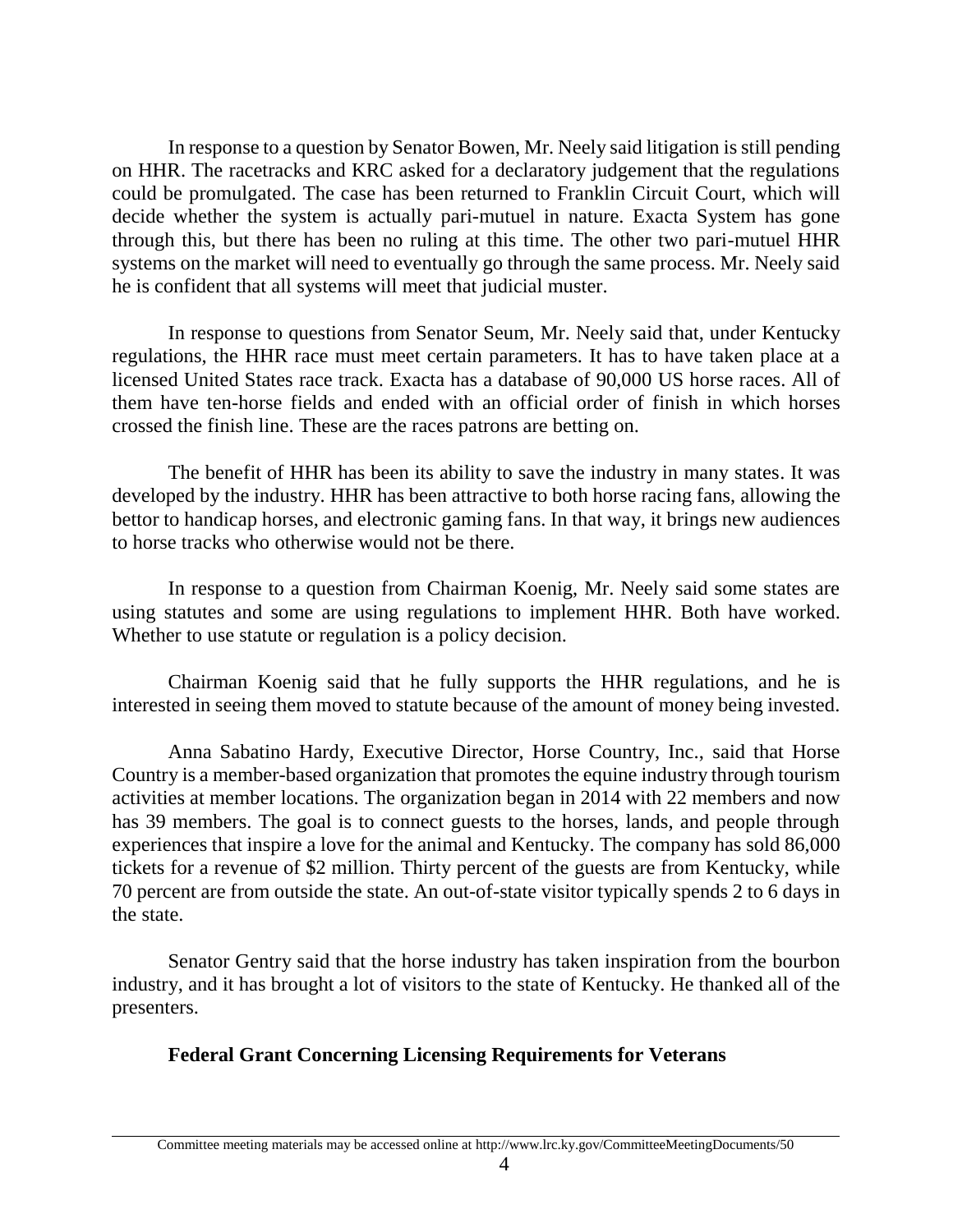In response to a question by Senator Bowen, Mr. Neely said litigation is still pending on HHR. The racetracks and KRC asked for a declaratory judgement that the regulations could be promulgated. The case has been returned to Franklin Circuit Court, which will decide whether the system is actually pari-mutuel in nature. Exacta System has gone through this, but there has been no ruling at this time. The other two pari-mutuel HHR systems on the market will need to eventually go through the same process. Mr. Neely said he is confident that all systems will meet that judicial muster.

In response to questions from Senator Seum, Mr. Neely said that, under Kentucky regulations, the HHR race must meet certain parameters. It has to have taken place at a licensed United States race track. Exacta has a database of 90,000 US horse races. All of them have ten-horse fields and ended with an official order of finish in which horses crossed the finish line. These are the races patrons are betting on.

The benefit of HHR has been its ability to save the industry in many states. It was developed by the industry. HHR has been attractive to both horse racing fans, allowing the bettor to handicap horses, and electronic gaming fans. In that way, it brings new audiences to horse tracks who otherwise would not be there.

In response to a question from Chairman Koenig, Mr. Neely said some states are using statutes and some are using regulations to implement HHR. Both have worked. Whether to use statute or regulation is a policy decision.

Chairman Koenig said that he fully supports the HHR regulations, and he is interested in seeing them moved to statute because of the amount of money being invested.

Anna Sabatino Hardy, Executive Director, Horse Country, Inc., said that Horse Country is a member-based organization that promotes the equine industry through tourism activities at member locations. The organization began in 2014 with 22 members and now has 39 members. The goal is to connect guests to the horses, lands, and people through experiences that inspire a love for the animal and Kentucky. The company has sold 86,000 tickets for a revenue of $2 million. Thirty percent of the guests are from Kentucky, while 70 percent are from outside the state. An out-of-state visitor typically spends 2 to 6 days in the state.

Senator Gentry said that the horse industry has taken inspiration from the bourbon industry, and it has brought a lot of visitors to the state of Kentucky. He thanked all of the presenters.

**Federal Grant Concerning Licensing Requirements for Veterans**

Committee meeting materials may be accessed online at http://www.lrc.ky.gov/CommitteeMeetingDocuments/50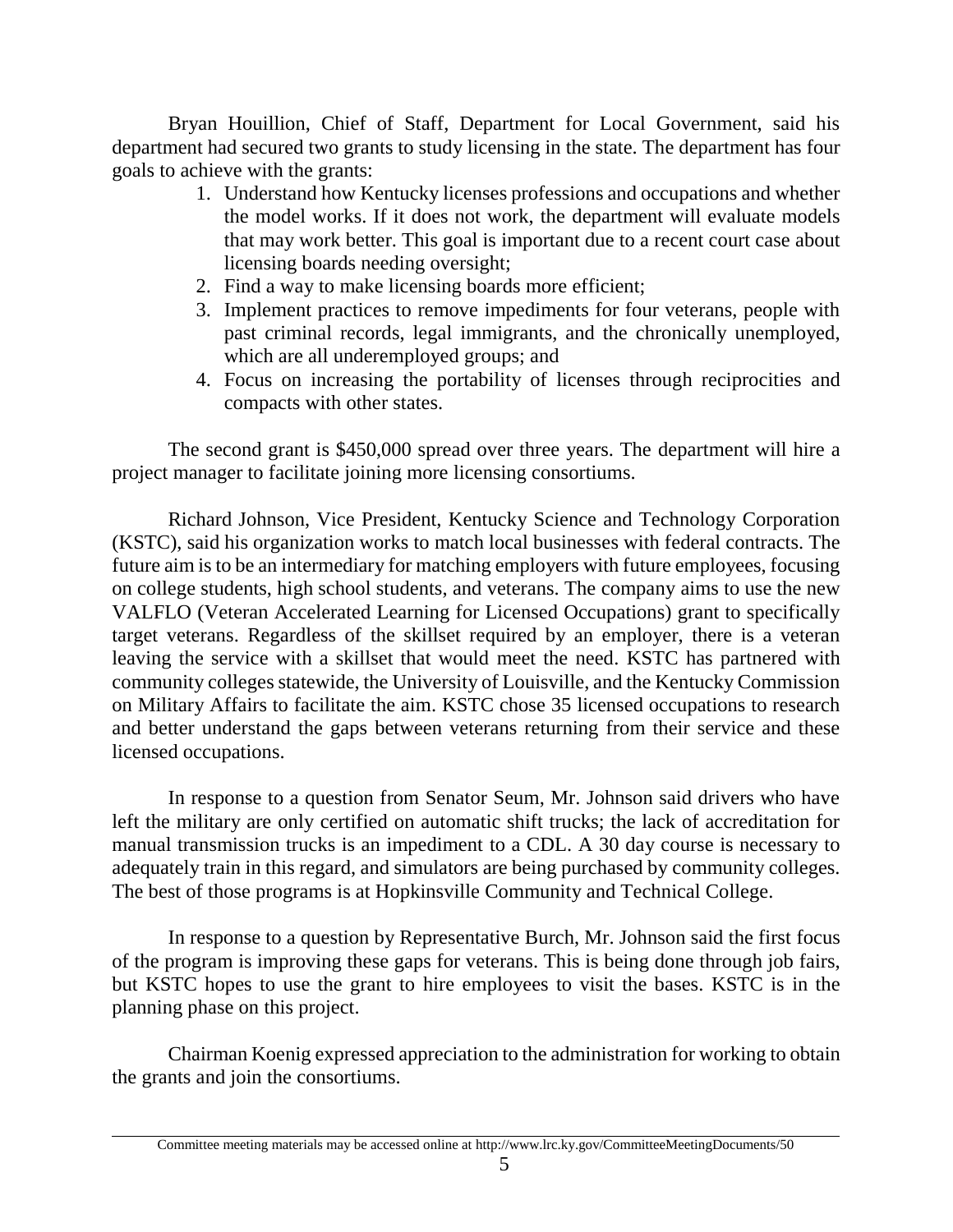Bryan Houillion, Chief of Staff, Department for Local Government, said his department had secured two grants to study licensing in the state. The department has four goals to achieve with the grants:

1. Understand how Kentucky licenses professions and occupations and whether the model works. If it does not work, the department will evaluate models that may work better. This goal is important due to a recent court case about licensing boards needing oversight;
2. Find a way to make licensing boards more efficient;
3. Implement practices to remove impediments for four veterans, people with past criminal records, legal immigrants, and the chronically unemployed, which are all underemployed groups; and
4. Focus on increasing the portability of licenses through reciprocities and compacts with other states.

The second grant is $450,000 spread over three years. The department will hire a project manager to facilitate joining more licensing consortiums.

Richard Johnson, Vice President, Kentucky Science and Technology Corporation (KSTC), said his organization works to match local businesses with federal contracts. The future aim is to be an intermediary for matching employers with future employees, focusing on college students, high school students, and veterans. The company aims to use the new VALFLO (Veteran Accelerated Learning for Licensed Occupations) grant to specifically target veterans. Regardless of the skillset required by an employer, there is a veteran leaving the service with a skillset that would meet the need. KSTC has partnered with community colleges statewide, the University of Louisville, and the Kentucky Commission on Military Affairs to facilitate the aim. KSTC chose 35 licensed occupations to research and better understand the gaps between veterans returning from their service and these licensed occupations.

In response to a question from Senator Seum, Mr. Johnson said drivers who have left the military are only certified on automatic shift trucks; the lack of accreditation for manual transmission trucks is an impediment to a CDL. A 30 day course is necessary to adequately train in this regard, and simulators are being purchased by community colleges. The best of those programs is at Hopkinsville Community and Technical College.

In response to a question by Representative Burch, Mr. Johnson said the first focus of the program is improving these gaps for veterans. This is being done through job fairs, but KSTC hopes to use the grant to hire employees to visit the bases. KSTC is in the planning phase on this project.

Chairman Koenig expressed appreciation to the administration for working to obtain the grants and join the consortiums.

Committee meeting materials may be accessed online at http://www.lrc.ky.gov/CommitteeMeetingDocuments/50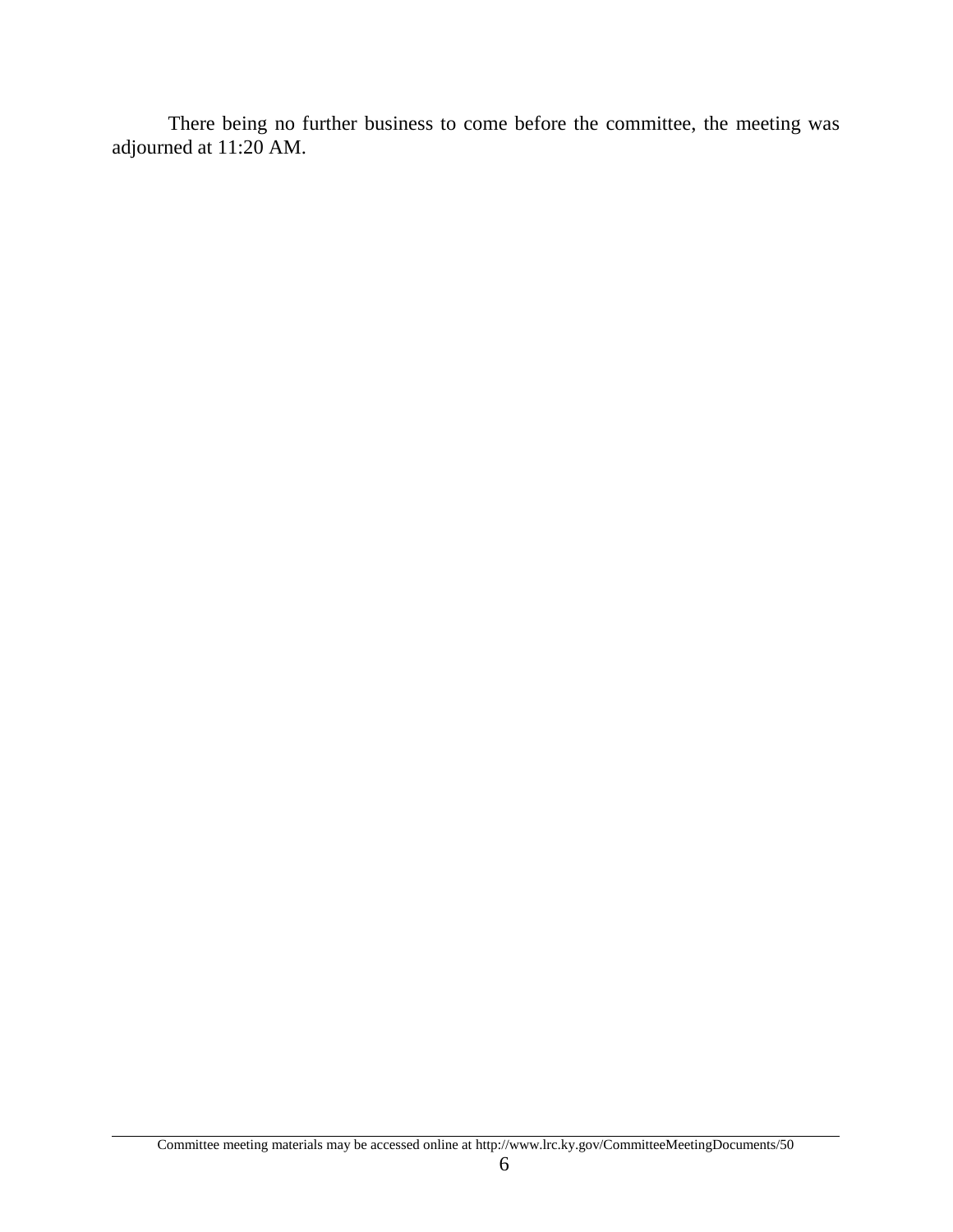There being no further business to come before the committee, the meeting was adjourned at 11:20 AM.

Committee meeting materials may be accessed online at http://www.lrc.ky.gov/CommitteeMeetingDocuments/50